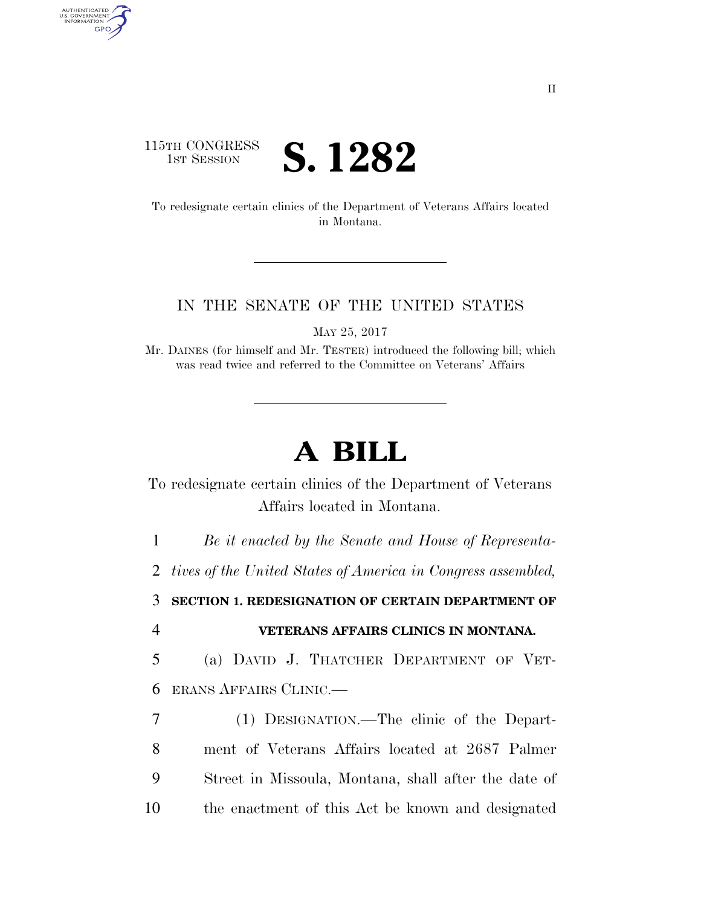115TH CONGRESS
1ST SESSION

# S. 1282

To redesignate certain clinics of the Department of Veterans Affairs located in Montana.

IN THE SENATE OF THE UNITED STATES

MAY 25, 2017

Mr. DAINES (for himself and Mr. TESTER) introduced the following bill; which was read twice and referred to the Committee on Veterans' Affairs

# A BILL

To redesignate certain clinics of the Department of Veterans Affairs located in Montana.

*Be it enacted by the Senate and House of Representatives of the United States of America in Congress assembled,*

**SECTION 1. REDESIGNATION OF CERTAIN DEPARTMENT OF VETERANS AFFAIRS CLINICS IN MONTANA.**

(a) DAVID J. THATCHER DEPARTMENT OF VETERANS AFFAIRS CLINIC.—

(1) DESIGNATION.—The clinic of the Department of Veterans Affairs located at 2687 Palmer Street in Missoula, Montana, shall after the date of the enactment of this Act be known and designated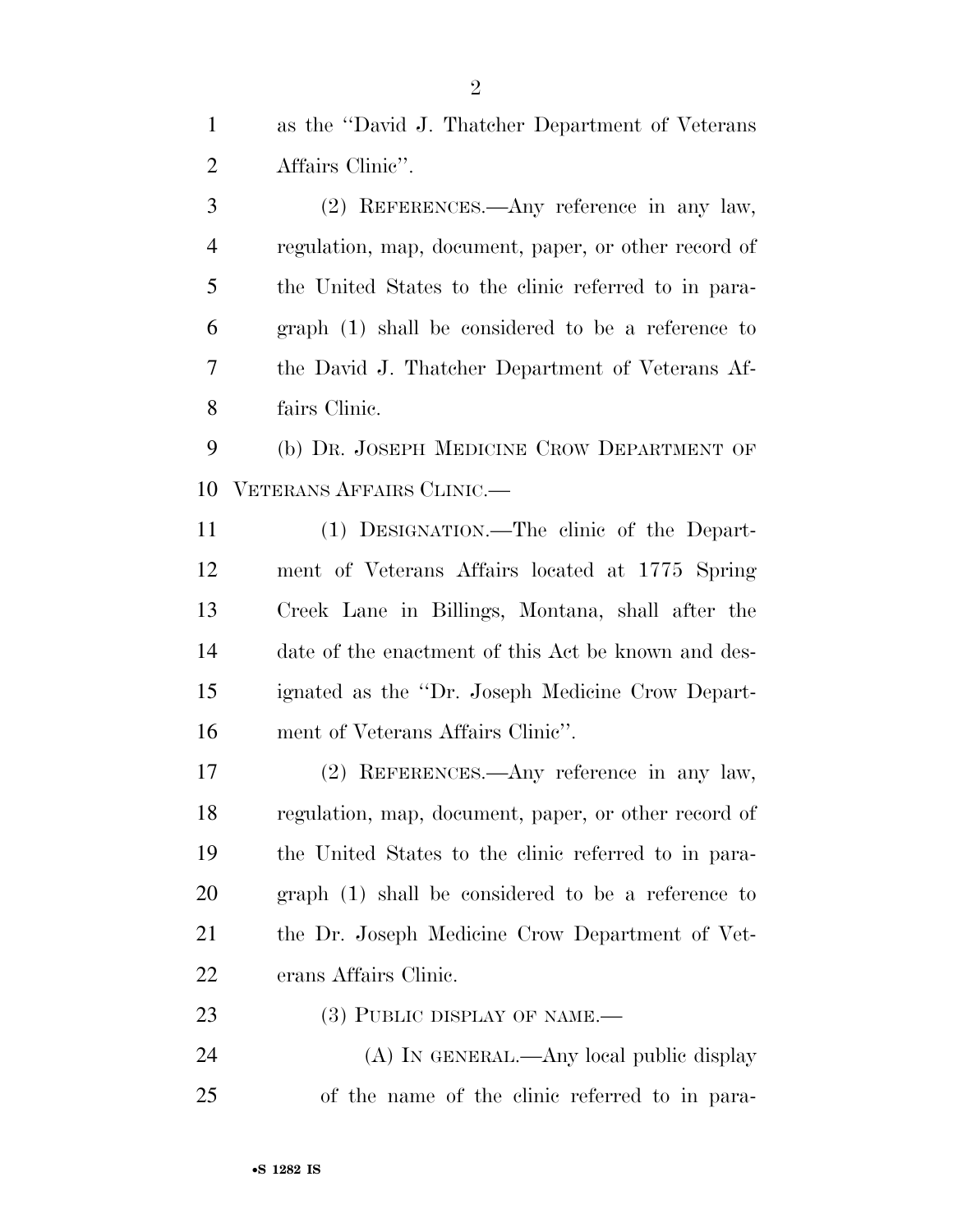as the "David J. Thatcher Department of Veterans Affairs Clinic".

(2) REFERENCES.—Any reference in any law, regulation, map, document, paper, or other record of the United States to the clinic referred to in paragraph (1) shall be considered to be a reference to the David J. Thatcher Department of Veterans Affairs Clinic.

(b) DR. JOSEPH MEDICINE CROW DEPARTMENT OF VETERANS AFFAIRS CLINIC.—

(1) DESIGNATION.—The clinic of the Department of Veterans Affairs located at 1775 Spring Creek Lane in Billings, Montana, shall after the date of the enactment of this Act be known and designated as the "Dr. Joseph Medicine Crow Department of Veterans Affairs Clinic".

(2) REFERENCES.—Any reference in any law, regulation, map, document, paper, or other record of the United States to the clinic referred to in paragraph (1) shall be considered to be a reference to the Dr. Joseph Medicine Crow Department of Veterans Affairs Clinic.

(3) PUBLIC DISPLAY OF NAME.—

(A) IN GENERAL.—Any local public display of the name of the clinic referred to in para-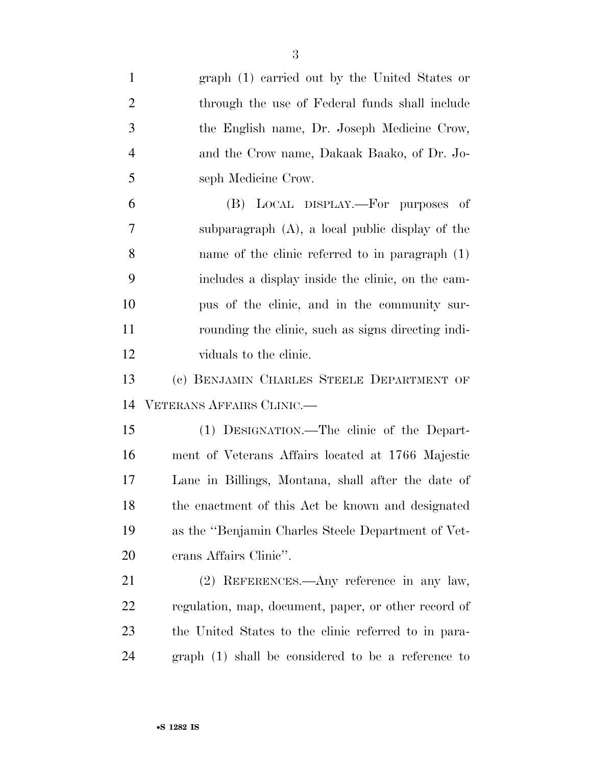graph (1) carried out by the United States or through the use of Federal funds shall include the English name, Dr. Joseph Medicine Crow, and the Crow name, Dakaak Baako, of Dr. Joseph Medicine Crow.

(B) LOCAL DISPLAY.—For purposes of subparagraph (A), a local public display of the name of the clinic referred to in paragraph (1) includes a display inside the clinic, on the campus of the clinic, and in the community surrounding the clinic, such as signs directing individuals to the clinic.

(c) BENJAMIN CHARLES STEELE DEPARTMENT OF VETERANS AFFAIRS CLINIC.—

(1) DESIGNATION.—The clinic of the Department of Veterans Affairs located at 1766 Majestic Lane in Billings, Montana, shall after the date of the enactment of this Act be known and designated as the ''Benjamin Charles Steele Department of Veterans Affairs Clinic''.

(2) REFERENCES.—Any reference in any law, regulation, map, document, paper, or other record of the United States to the clinic referred to in paragraph (1) shall be considered to be a reference to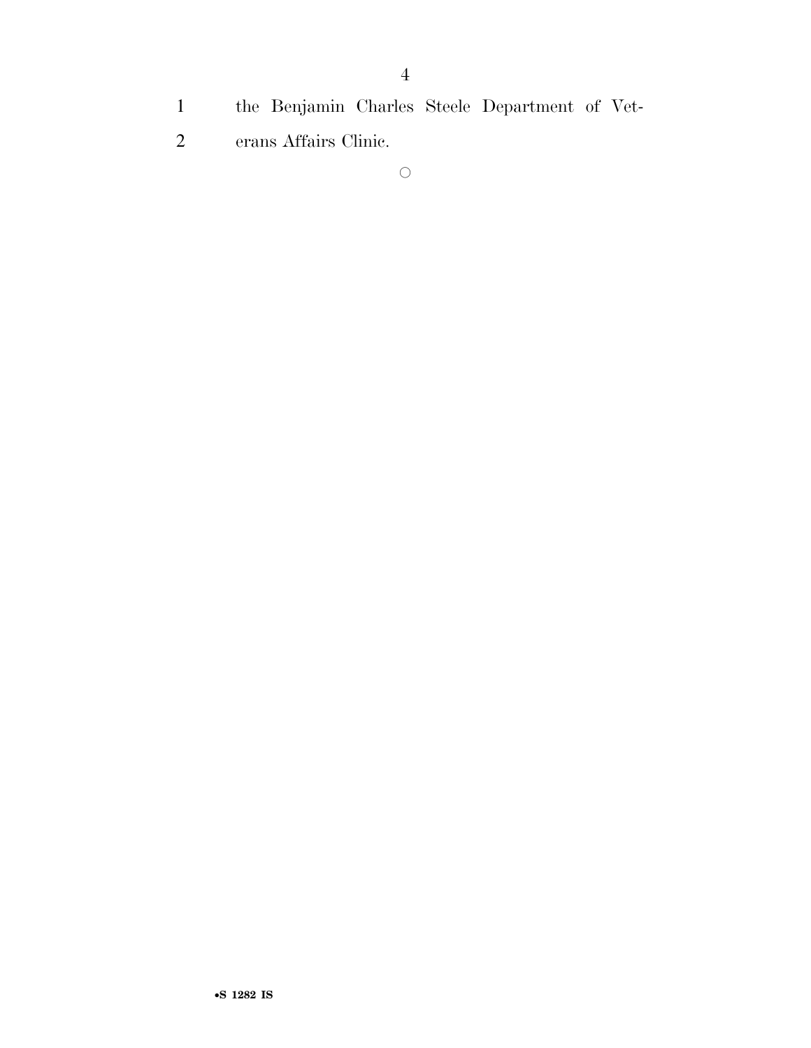the Benjamin Charles Steele Department of Veterans Affairs Clinic.

○